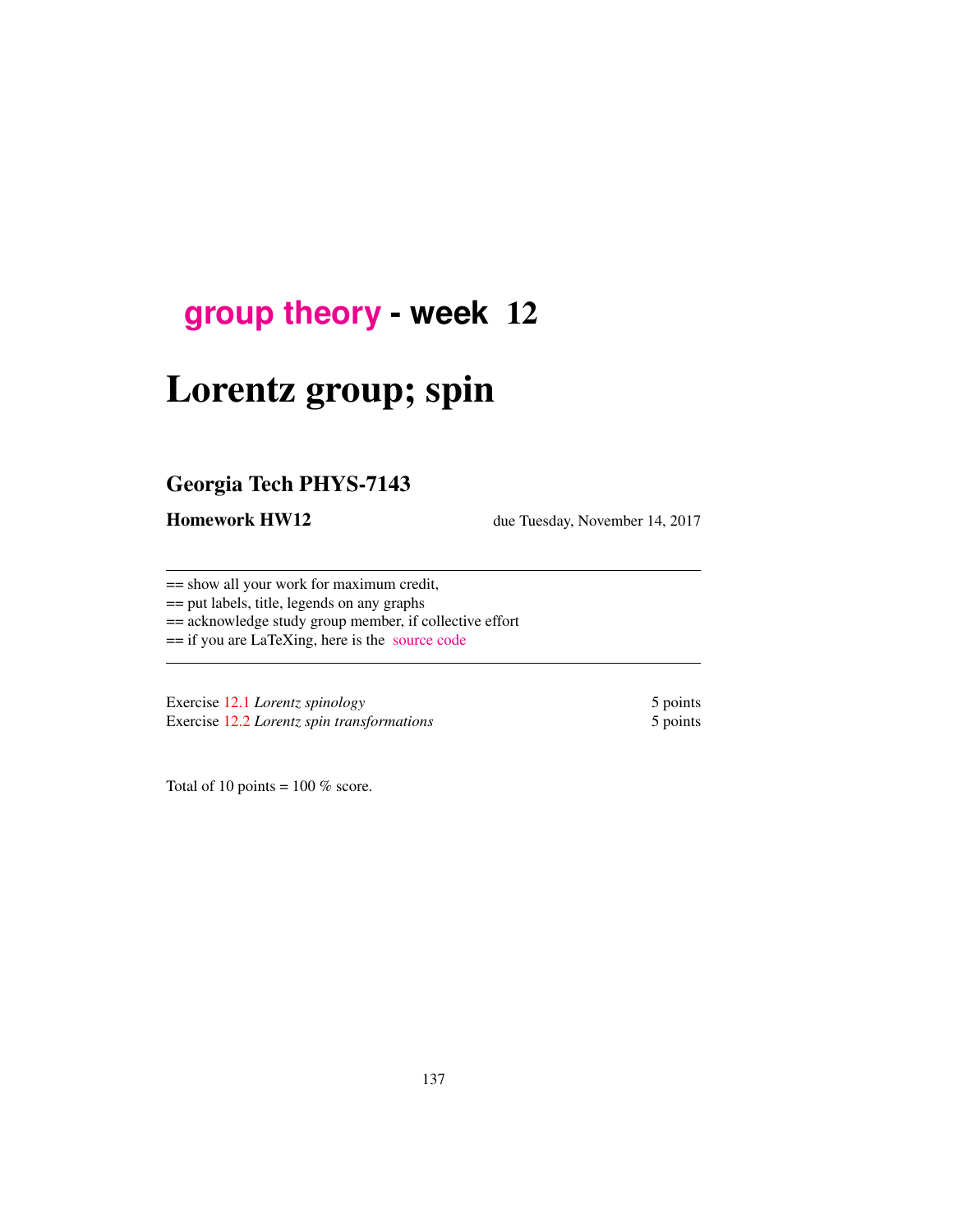# group theory - week 12

# Lorentz group; spin

## Georgia Tech PHYS-7143

**Homework HW12** due Tuesday, November 14, 2017

== show all your work for maximum credit,
== put labels, title, legends on any graphs
== acknowledge study group member, if collective effort
== if you are LaTeXing, here is the source code

Exercise 12.1 *Lorentz spinology* 5 points
Exercise 12.2 *Lorentz spin transformations* 5 points

Total of 10 points = 100 % score.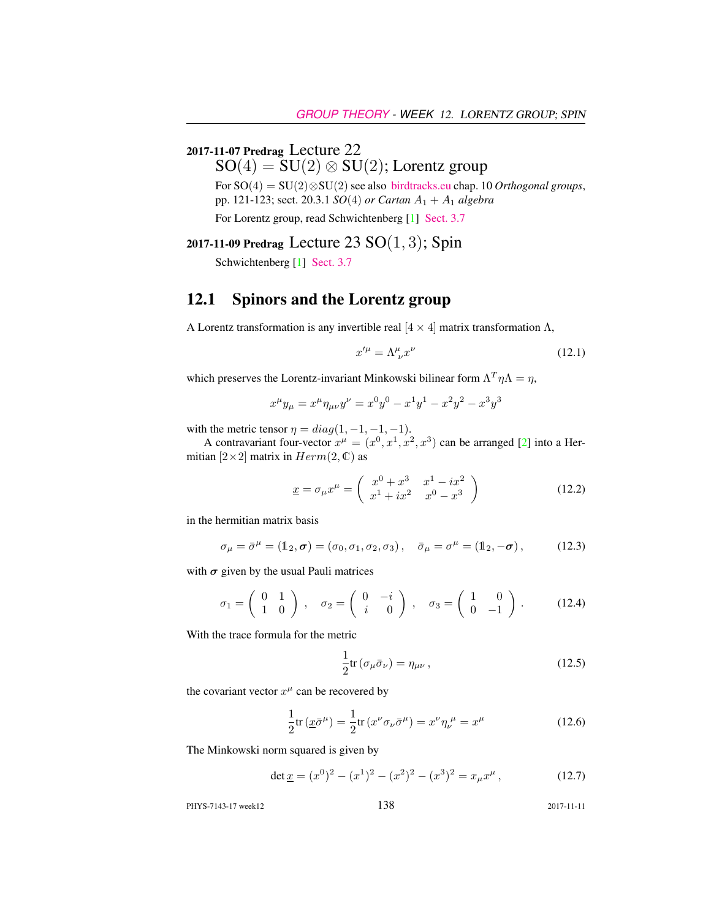**2017-11-07 Predrag** Lecture 22
$\mathrm{SO}(4) = \mathrm{SU}(2) \otimes \mathrm{SU}(2)$; Lorentz group

For $\mathrm{SO}(4) = \mathrm{SU}(2)\otimes\mathrm{SU}(2)$ see also birdtracks.eu chap. 10 *Orthogonal groups*, pp. 121-123; sect. 20.3.1 *SO*(4) *or Cartan* $A_1 + A_1$ *algebra*

For Lorentz group, read Schwichtenberg [1] Sect. 3.7

**2017-11-09 Predrag** Lecture 23 $\mathrm{SO}(1,3)$; Spin

Schwichtenberg [1] Sect. 3.7

## 12.1 Spinors and the Lorentz group

A Lorentz transformation is any invertible real $[4 \times 4]$ matrix transformation $\Lambda$,

$$x'^{\mu} = \Lambda^{\mu}_{\ \nu} x^{\nu} \tag{12.1}$$

which preserves the Lorentz-invariant Minkowski bilinear form $\Lambda^T \eta \Lambda = \eta$,

$$x^{\mu} y_{\mu} = x^{\mu} \eta_{\mu\nu} y^{\nu} = x^0 y^0 - x^1 y^1 - x^2 y^2 - x^3 y^3$$

with the metric tensor $\eta = diag(1, -1, -1, -1)$.

A contravariant four-vector $x^{\mu} = (x^0, x^1, x^2, x^3)$ can be arranged [2] into a Hermitian $[2\times2]$ matrix in $Herm(2, \mathbb{C})$ as

$$\underline{x} = \sigma_{\mu} x^{\mu} = \begin{pmatrix} x^0 + x^3 & x^1 - ix^2 \\ x^1 + ix^2 & x^0 - x^3 \end{pmatrix} \tag{12.2}$$

in the hermitian matrix basis

$$\sigma_{\mu} = \bar{\sigma}^{\mu} = (\mathbb{1}_2, \boldsymbol{\sigma}) = (\sigma_0, \sigma_1, \sigma_2, \sigma_3)\,, \quad \bar{\sigma}_{\mu} = \sigma^{\mu} = (\mathbb{1}_2, -\boldsymbol{\sigma})\,, \tag{12.3}$$

with $\boldsymbol{\sigma}$ given by the usual Pauli matrices

$$\sigma_1 = \begin{pmatrix} 0 & 1 \\ 1 & 0 \end{pmatrix}\,, \quad \sigma_2 = \begin{pmatrix} 0 & -i \\ i & 0 \end{pmatrix}\,, \quad \sigma_3 = \begin{pmatrix} 1 & 0 \\ 0 & -1 \end{pmatrix}\,. \tag{12.4}$$

With the trace formula for the metric

$$\frac{1}{2}\mathrm{tr}\,(\sigma_{\mu}\bar{\sigma}_{\nu}) = \eta_{\mu\nu}\,, \tag{12.5}$$

the covariant vector $x^{\mu}$ can be recovered by

$$\frac{1}{2}\mathrm{tr}\,(\underline{x}\bar{\sigma}^{\mu}) = \frac{1}{2}\mathrm{tr}\,(x^{\nu}\sigma_{\nu}\bar{\sigma}^{\mu}) = x^{\nu}\eta_{\nu}^{\ \mu} = x^{\mu} \tag{12.6}$$

The Minkowski norm squared is given by

$$\det \underline{x} = (x^0)^2 - (x^1)^2 - (x^2)^2 - (x^3)^2 = x_{\mu}x^{\mu}\,, \tag{12.7}$$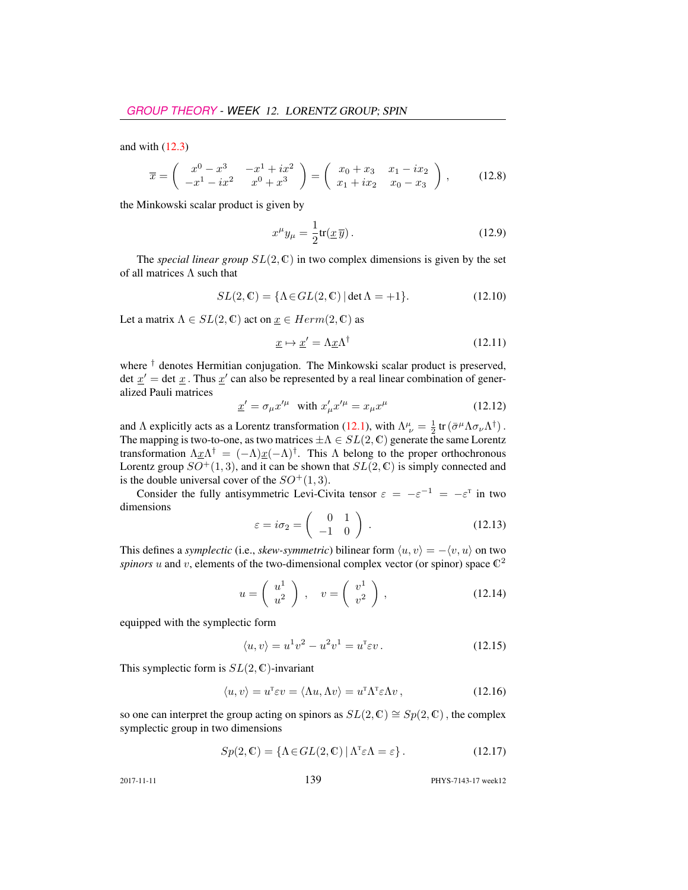and with (12.3)

$$\overline{x} = \left( \begin{array}{cc} x^0 - x^3 & -x^1 + ix^2 \\ -x^1 - ix^2 & x^0 + x^3 \end{array} \right) = \left( \begin{array}{cc} x_0 + x_3 & x_1 - ix_2 \\ x_1 + ix_2 & x_0 - x_3 \end{array} \right) , \tag{12.8}$$

the Minkowski scalar product is given by

$$x^\mu y_\mu = \frac{1}{2}\mathrm{tr}(\underline{x}\,\overline{y})\,. \tag{12.9}$$

The *special linear group* $SL(2,\mathbb{C})$ in two complex dimensions is given by the set of all matrices $\Lambda$ such that

$$SL(2,\mathbb{C}) = \{\Lambda \in GL(2,\mathbb{C})\,|\,\det\Lambda = +1\}. \tag{12.10}$$

Let a matrix $\Lambda \in SL(2,\mathbb{C})$ act on $\underline{x} \in Herm(2,\mathbb{C})$ as

$$\underline{x} \mapsto \underline{x}' = \Lambda \underline{x} \Lambda^\dagger \tag{12.11}$$

where $^\dagger$ denotes Hermitian conjugation. The Minkowski scalar product is preserved, $\det \underline{x}' = \det \underline{x}$ . Thus $\underline{x}'$ can also be represented by a real linear combination of generalized Pauli matrices

$$\underline{x}' = \sigma_\mu x'^\mu \quad \text{with } x'_\mu x'^\mu = x_\mu x^\mu \tag{12.12}$$

and $\Lambda$ explicitly acts as a Lorentz transformation (12.1), with $\Lambda^\mu_{\ \nu} = \frac{1}{2}\,\mathrm{tr}\,(\bar\sigma^\mu \Lambda \sigma_\nu \Lambda^\dagger)$ . The mapping is two-to-one, as two matrices $\pm\Lambda \in SL(2,\mathbb{C})$ generate the same Lorentz transformation $\Lambda\underline{x}\Lambda^\dagger = (-\Lambda)\underline{x}(-\Lambda)^\dagger$. This $\Lambda$ belong to the proper orthochronous Lorentz group $SO^+(1,3)$, and it can be shown that $SL(2,\mathbb{C})$ is simply connected and is the double universal cover of the $SO^+(1,3)$.

Consider the fully antisymmetric Levi-Civita tensor $\varepsilon = -\varepsilon^{-1} = -\varepsilon^{\mathsf{T}}$ in two dimensions

$$\varepsilon = i\sigma_2 = \left( \begin{array}{cc} 0 & 1 \\ -1 & 0 \end{array} \right) . \tag{12.13}$$

This defines a *symplectic* (i.e., *skew-symmetric*) bilinear form $\langle u, v\rangle = -\langle v, u\rangle$ on two *spinors* $u$ and $v$, elements of the two-dimensional complex vector (or spinor) space $\mathbb{C}^2$

$$u = \left( \begin{array}{c} u^1 \\ u^2 \end{array} \right) , \quad v = \left( \begin{array}{c} v^1 \\ v^2 \end{array} \right) , \tag{12.14}$$

equipped with the symplectic form

$$\langle u, v\rangle = u^1 v^2 - u^2 v^1 = u^{\mathsf{T}} \varepsilon v\,. \tag{12.15}$$

This symplectic form is $SL(2,\mathbb{C})$-invariant

$$\langle u, v\rangle = u^{\mathsf{T}}\varepsilon v = \langle \Lambda u, \Lambda v\rangle = u^{\mathsf{T}}\Lambda^{\mathsf{T}}\varepsilon\Lambda v\,, \tag{12.16}$$

so one can interpret the group acting on spinors as $SL(2,\mathbb{C}) \cong Sp(2,\mathbb{C})$ , the complex symplectic group in two dimensions

$$Sp(2,\mathbb{C}) = \{\Lambda \in GL(2,\mathbb{C})\,|\,\Lambda^{\mathsf{T}}\varepsilon\Lambda = \varepsilon\}\,. \tag{12.17}$$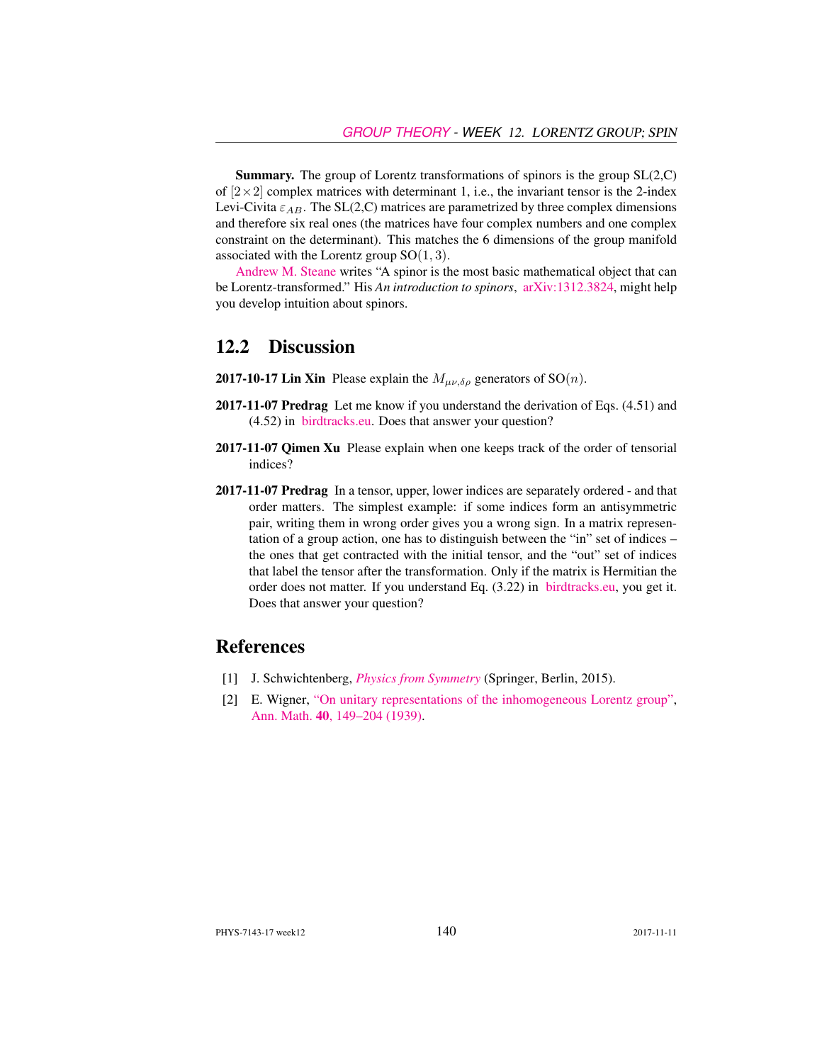**Summary.** The group of Lorentz transformations of spinors is the group SL(2,C) of $[2\times 2]$ complex matrices with determinant 1, i.e., the invariant tensor is the 2-index Levi-Civita $\varepsilon_{AB}$. The SL(2,C) matrices are parametrized by three complex dimensions and therefore six real ones (the matrices have four complex numbers and one complex constraint on the determinant). This matches the 6 dimensions of the group manifold associated with the Lorentz group $\mathrm{SO}(1,3)$.

Andrew M. Steane writes "A spinor is the most basic mathematical object that can be Lorentz-transformed." His *An introduction to spinors*, arXiv:1312.3824, might help you develop intuition about spinors.

## 12.2 Discussion

**2017-10-17 Lin Xin** Please explain the $M_{\mu\nu,\delta\rho}$ generators of $\mathrm{SO}(n)$.

**2017-11-07 Predrag** Let me know if you understand the derivation of Eqs. (4.51) and (4.52) in birdtracks.eu. Does that answer your question?

**2017-11-07 Qimen Xu** Please explain when one keeps track of the order of tensorial indices?

**2017-11-07 Predrag** In a tensor, upper, lower indices are separately ordered - and that order matters. The simplest example: if some indices form an antisymmetric pair, writing them in wrong order gives you a wrong sign. In a matrix representation of a group action, one has to distinguish between the "in" set of indices – the ones that get contracted with the initial tensor, and the "out" set of indices that label the tensor after the transformation. Only if the matrix is Hermitian the order does not matter. If you understand Eq. (3.22) in birdtracks.eu, you get it. Does that answer your question?

## References

[1] J. Schwichtenberg, *Physics from Symmetry* (Springer, Berlin, 2015).

[2] E. Wigner, "On unitary representations of the inhomogeneous Lorentz group", Ann. Math. **40**, 149–204 (1939).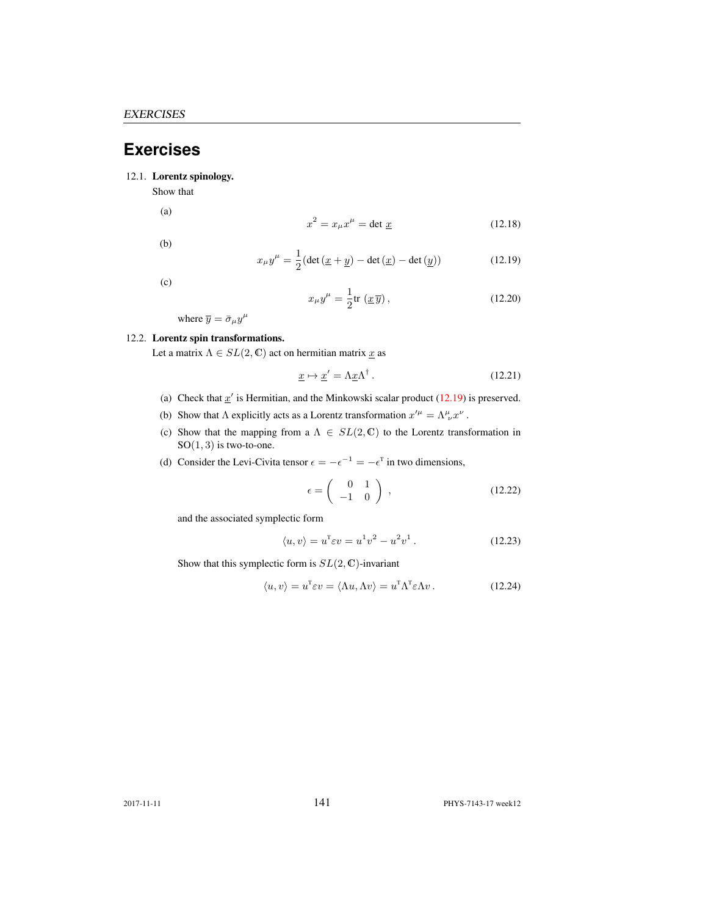# Exercises

12.1. **Lorentz spinology.**

Show that

(a)

$$x^2 = x_\mu x^\mu = \det \underline{x} \tag{12.18}$$

(b)

$$x_\mu y^\mu = \frac{1}{2}(\det(\underline{x}+\underline{y}) - \det(\underline{x}) - \det(\underline{y})) \tag{12.19}$$

(c)

$$x_\mu y^\mu = \frac{1}{2}\mathrm{tr}\,(\underline{x}\,\overline{y})\,, \tag{12.20}$$

where $\overline{y} = \bar{\sigma}_\mu y^\mu$

12.2. **Lorentz spin transformations.**

Let a matrix $\Lambda \in SL(2,\mathbb{C})$ act on hermitian matrix $\underline{x}$ as

$$\underline{x} \mapsto \underline{x}' = \Lambda \underline{x} \Lambda^\dagger\,. \tag{12.21}$$

(a) Check that $\underline{x}'$ is Hermitian, and the Minkowski scalar product (12.19) is preserved.

(b) Show that $\Lambda$ explicitly acts as a Lorentz transformation $x'^\mu = \Lambda^\mu{}_\nu x^\nu$.

(c) Show that the mapping from a $\Lambda \in SL(2,\mathbb{C})$ to the Lorentz transformation in $\mathrm{SO}(1,3)$ is two-to-one.

(d) Consider the Levi-Civita tensor $\epsilon = -\epsilon^{-1} = -\epsilon^{\mathrm{T}}$ in two dimensions,

$$\epsilon = \begin{pmatrix} 0 & 1 \\ -1 & 0 \end{pmatrix}\,, \tag{12.22}$$

and the associated symplectic form

$$\langle u, v\rangle = u^{\mathrm{T}}\varepsilon v = u^1 v^2 - u^2 v^1\,. \tag{12.23}$$

Show that this symplectic form is $SL(2,\mathbb{C})$-invariant

$$\langle u, v\rangle = u^{\mathrm{T}}\varepsilon v = \langle \Lambda u, \Lambda v\rangle = u^{\mathrm{T}}\Lambda^{\mathrm{T}}\varepsilon\Lambda v\,. \tag{12.24}$$